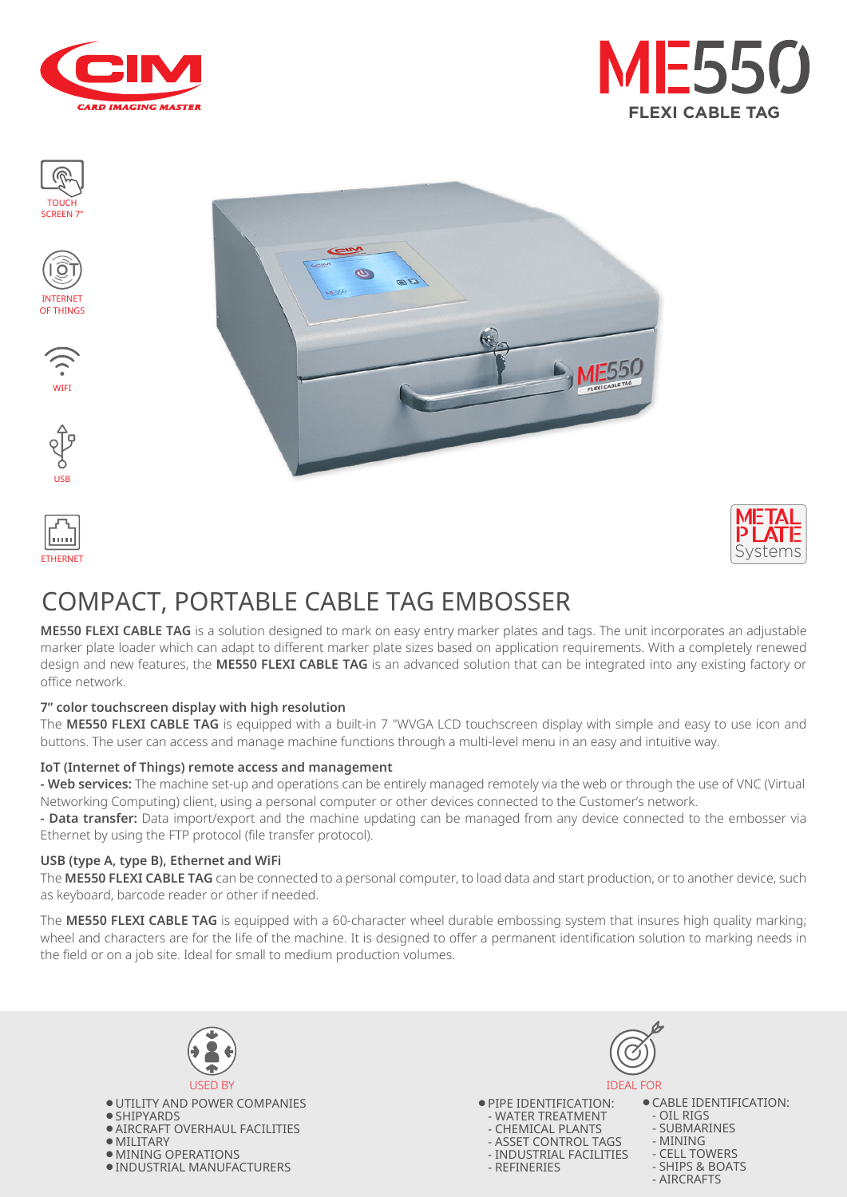CIM CARD IMAGING MASTER

# ME550 FLEXI CABLE TAG

TOUCH SCREEN 7"

INTERNET OF THINGS

WIFI

USB

ETHERNET

METAL PLATE Systems

## COMPACT, PORTABLE CABLE TAG EMBOSSER

**ME550 FLEXI CABLE TAG** is a solution designed to mark on easy entry marker plates and tags. The unit incorporates an adjustable marker plate loader which can adapt to different marker plate sizes based on application requirements. With a completely renewed design and new features, the **ME550 FLEXI CABLE TAG** is an advanced solution that can be integrated into any existing factory or office network.

### 7" color touchscreen display with high resolution

The **ME550 FLEXI CABLE TAG** is equipped with a built-in 7 "WVGA LCD touchscreen display with simple and easy to use icon and buttons. The user can access and manage machine functions through a multi-level menu in an easy and intuitive way.

### IoT (Internet of Things) remote access and management

**- Web services:** The machine set-up and operations can be entirely managed remotely via the web or through the use of VNC (Virtual Networking Computing) client, using a personal computer or other devices connected to the Customer's network.

**- Data transfer:** Data import/export and the machine updating can be managed from any device connected to the embosser via Ethernet by using the FTP protocol (file transfer protocol).

### USB (type A, type B), Ethernet and WiFi

The **ME550 FLEXI CABLE TAG** can be connected to a personal computer, to load data and start production, or to another device, such as keyboard, barcode reader or other if needed.

The **ME550 FLEXI CABLE TAG** is equipped with a 60-character wheel durable embossing system that insures high quality marking; wheel and characters are for the life of the machine. It is designed to offer a permanent identification solution to marking needs in the field or on a job site. Ideal for small to medium production volumes.

### USED BY

- UTILITY AND POWER COMPANIES
- SHIPYARDS
- AIRCRAFT OVERHAUL FACILITIES
- MILITARY
- MINING OPERATIONS
- INDUSTRIAL MANUFACTURERS

### IDEAL FOR

- PIPE IDENTIFICATION:
  - WATER TREATMENT
  - CHEMICAL PLANTS
  - ASSET CONTROL TAGS
  - INDUSTRIAL FACILITIES
  - REFINERIES
- CABLE IDENTIFICATION:
  - OIL RIGS
  - SUBMARINES
  - MINING
  - CELL TOWERS
  - SHIPS & BOATS
  - AIRCRAFTS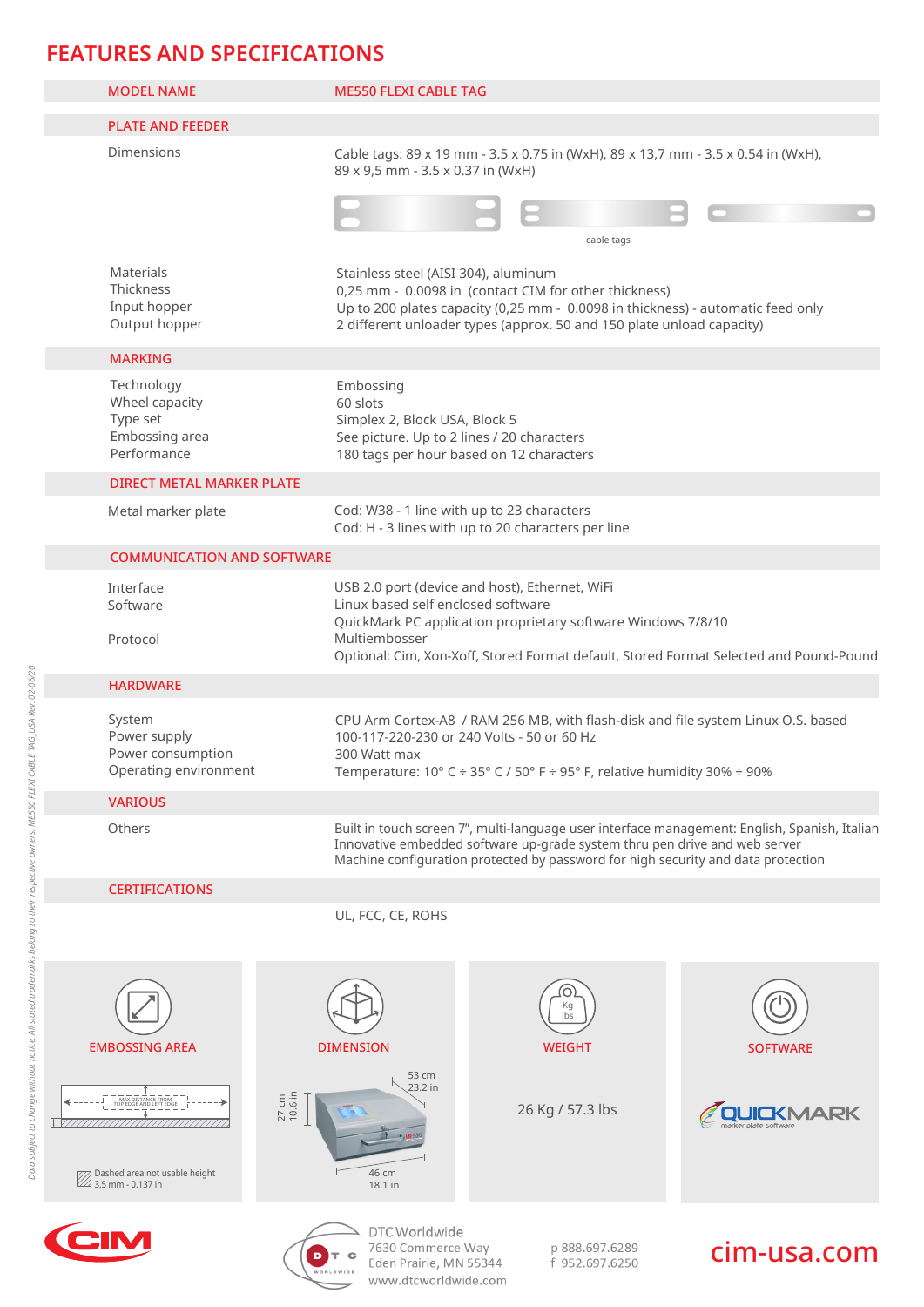# FEATURES AND SPECIFICATIONS

| | |
|---|---|
| **MODEL NAME** | **ME550 FLEXI CABLE TAG** |
| **PLATE AND FEEDER** | |
| Dimensions | Cable tags: 89 x 19 mm - 3.5 x 0.75 in (WxH), 89 x 13,7 mm - 3.5 x 0.54 in (WxH), 89 x 9,5 mm - 3.5 x 0.37 in (WxH) |
| | cable tags |
| Materials | Stainless steel (AISI 304), aluminum |
| Thickness | 0,25 mm - 0.0098 in (contact CIM for other thickness) |
| Input hopper | Up to 200 plates capacity (0,25 mm - 0.0098 in thickness) - automatic feed only |
| Output hopper | 2 different unloader types (approx. 50 and 150 plate unload capacity) |
| **MARKING** | |
| Technology | Embossing |
| Wheel capacity | 60 slots |
| Type set | Simplex 2, Block USA, Block 5 |
| Embossing area | See picture. Up to 2 lines / 20 characters |
| Performance | 180 tags per hour based on 12 characters |
| **DIRECT METAL MARKER PLATE** | |
| Metal marker plate | Cod: W38 - 1 line with up to 23 characters<br>Cod: H - 3 lines with up to 20 characters per line |
| **COMMUNICATION AND SOFTWARE** | |
| Interface | USB 2.0 port (device and host), Ethernet, WiFi |
| Software | Linux based self enclosed software<br>QuickMark PC application proprietary software Windows 7/8/10 |
| Protocol | Multiembosser<br>Optional: Cim, Xon-Xoff, Stored Format default, Stored Format Selected and Pound-Pound |
| **HARDWARE** | |
| System | CPU Arm Cortex-A8 / RAM 256 MB, with flash-disk and file system Linux O.S. based |
| Power supply | 100-117-220-230 or 240 Volts - 50 or 60 Hz |
| Power consumption | 300 Watt max |
| Operating environment | Temperature: 10° C ÷ 35° C / 50° F ÷ 95° F, relative humidity 30% ÷ 90% |
| **VARIOUS** | |
| Others | Built in touch screen 7", multi-language user interface management: English, Spanish, Italian<br>Innovative embedded software up-grade system thru pen drive and web server<br>Machine configuration protected by password for high security and data protection |
| **CERTIFICATIONS** | |
| | UL, FCC, CE, ROHS |

**EMBOSSING AREA**

MAX DISTANCE FROM TOP EDGE AND LEFT EDGE

Dashed area not usable height 3,5 mm - 0.137 in

**DIMENSION**

27 cm
10.6 in

53 cm
23.2 in

46 cm
18.1 in

**WEIGHT**

26 Kg / 57.3 lbs

**SOFTWARE**

QUICKMARK marker plate software

CIM

DTC Worldwide
7630 Commerce Way
Eden Prairie, MN 55344
www.dtcworldwide.com

p 888.697.6289
f 952.697.6250

cim-usa.com

Data subject to change without notice. All stated trademarks belong to their respective owners. ME550 FLEXI CABLE TAG_USA Rev. 02-06/20